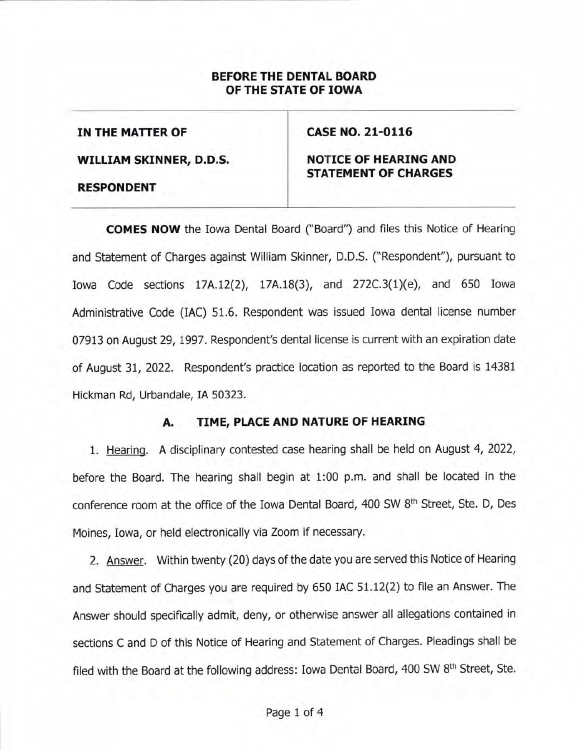# BEFORE THE DENTAL BOARD OF THE STATE OF IOWA

| IN THE MATTER OF<br><br>WILLIAM SKINNER, D.D.S.<br><br>RESPONDENT | CASE NO. 21-0116<br><br>NOTICE OF HEARING AND STATEMENT OF CHARGES |
|---|---|

**COMES NOW** the Iowa Dental Board ("Board") and files this Notice of Hearing and Statement of Charges against William Skinner, D.D.S. ("Respondent"), pursuant to Iowa Code sections 17A.12(2), 17A.18(3), and 272C.3(1)(e), and 650 Iowa Administrative Code (IAC) 51.6. Respondent was issued Iowa dental license number 07913 on August 29, 1997. Respondent's dental license is current with an expiration date of August 31, 2022. Respondent's practice location as reported to the Board is 14381 Hickman Rd, Urbandale, IA 50323.

## A. TIME, PLACE AND NATURE OF HEARING

1. Hearing. A disciplinary contested case hearing shall be held on August 4, 2022, before the Board. The hearing shall begin at 1:00 p.m. and shall be located in the conference room at the office of the Iowa Dental Board, 400 SW 8th Street, Ste. D, Des Moines, Iowa, or held electronically via Zoom if necessary.

2. Answer. Within twenty (20) days of the date you are served this Notice of Hearing and Statement of Charges you are required by 650 IAC 51.12(2) to file an Answer. The Answer should specifically admit, deny, or otherwise answer all allegations contained in sections C and D of this Notice of Hearing and Statement of Charges. Pleadings shall be filed with the Board at the following address: Iowa Dental Board, 400 SW 8th Street, Ste.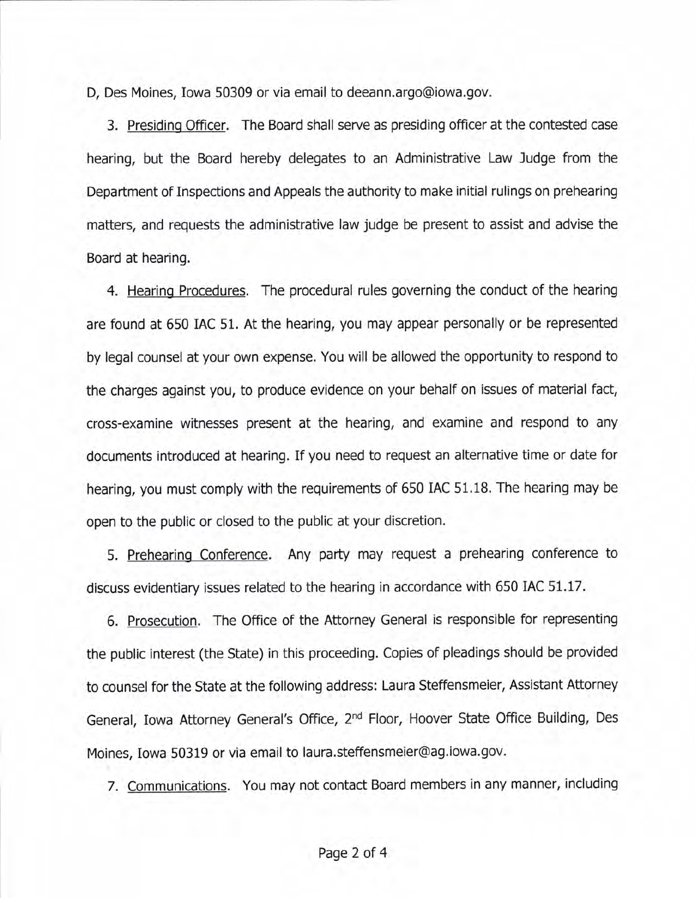D, Des Moines, Iowa 50309 or via email to deeann.argo@iowa.gov.

3. Presiding Officer. The Board shall serve as presiding officer at the contested case hearing, but the Board hereby delegates to an Administrative Law Judge from the Department of Inspections and Appeals the authority to make initial rulings on prehearing matters, and requests the administrative law judge be present to assist and advise the Board at hearing.

4. Hearing Procedures. The procedural rules governing the conduct of the hearing are found at 650 IAC 51. At the hearing, you may appear personally or be represented by legal counsel at your own expense. You will be allowed the opportunity to respond to the charges against you, to produce evidence on your behalf on issues of material fact, cross-examine witnesses present at the hearing, and examine and respond to any documents introduced at hearing. If you need to request an alternative time or date for hearing, you must comply with the requirements of 650 IAC 51.18. The hearing may be open to the public or closed to the public at your discretion.

5. Prehearing Conference. Any party may request a prehearing conference to discuss evidentiary issues related to the hearing in accordance with 650 IAC 51.17.

6. Prosecution. The Office of the Attorney General is responsible for representing the public interest (the State) in this proceeding. Copies of pleadings should be provided to counsel for the State at the following address: Laura Steffensmeier, Assistant Attorney General, Iowa Attorney General's Office, 2nd Floor, Hoover State Office Building, Des Moines, Iowa 50319 or via email to laura.steffensmeier@ag.iowa.gov.

7. Communications. You may not contact Board members in any manner, including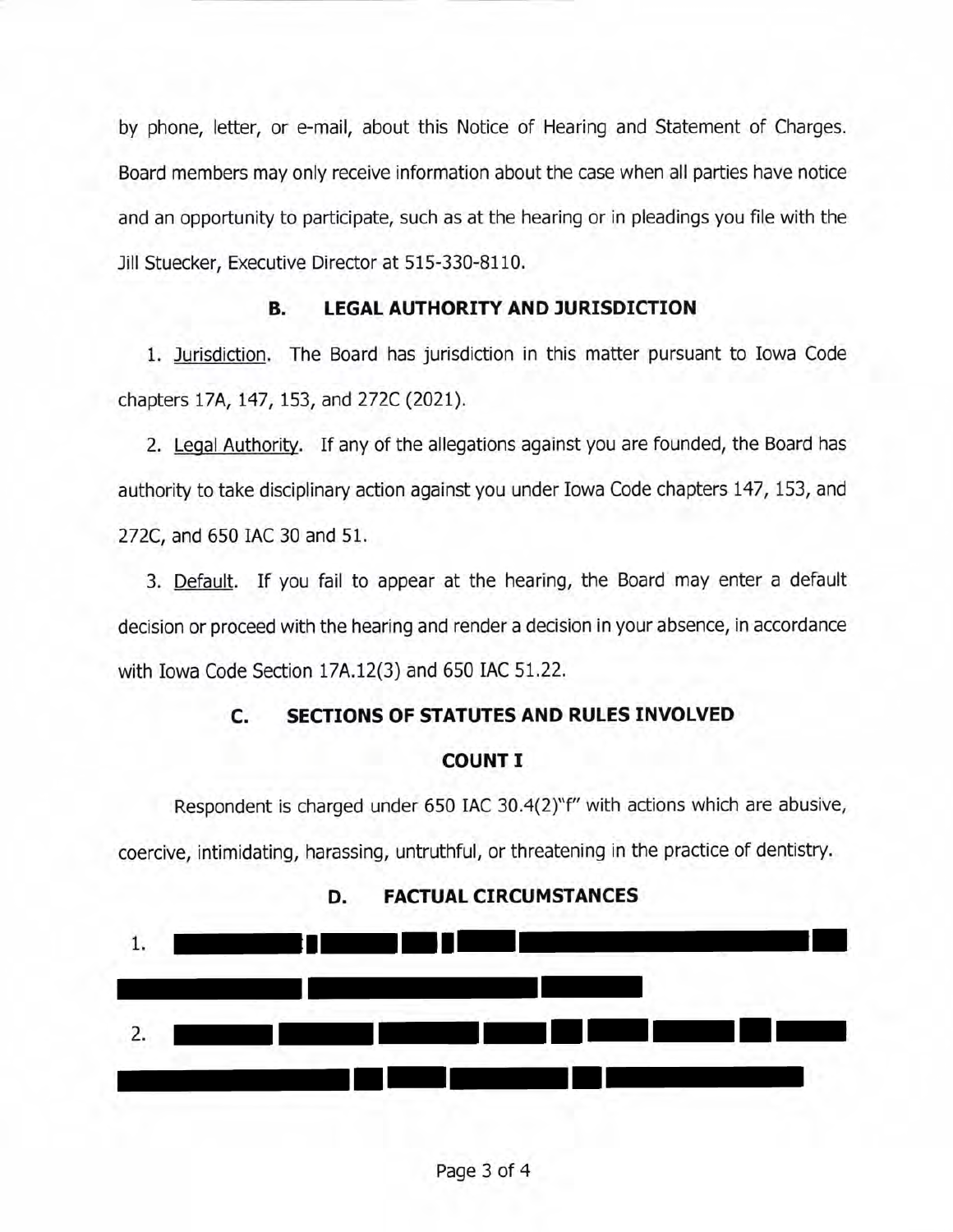by phone, letter, or e-mail, about this Notice of Hearing and Statement of Charges. Board members may only receive information about the case when all parties have notice and an opportunity to participate, such as at the hearing or in pleadings you file with the Jill Stuecker, Executive Director at 515-330-8110.

## B. LEGAL AUTHORITY AND JURISDICTION

1. Jurisdiction. The Board has jurisdiction in this matter pursuant to Iowa Code chapters 17A, 147, 153, and 272C (2021).

2. Legal Authority. If any of the allegations against you are founded, the Board has authority to take disciplinary action against you under Iowa Code chapters 147, 153, and 272C, and 650 IAC 30 and 51.

3. Default. If you fail to appear at the hearing, the Board may enter a default decision or proceed with the hearing and render a decision in your absence, in accordance with Iowa Code Section 17A.12(3) and 650 IAC 51.22.

## C. SECTIONS OF STATUTES AND RULES INVOLVED

### COUNT I

Respondent is charged under 650 IAC 30.4(2)"f" with actions which are abusive, coercive, intimidating, harassing, untruthful, or threatening in the practice of dentistry.

## D. FACTUAL CIRCUMSTANCES

1. [REDACTED]

2. [REDACTED]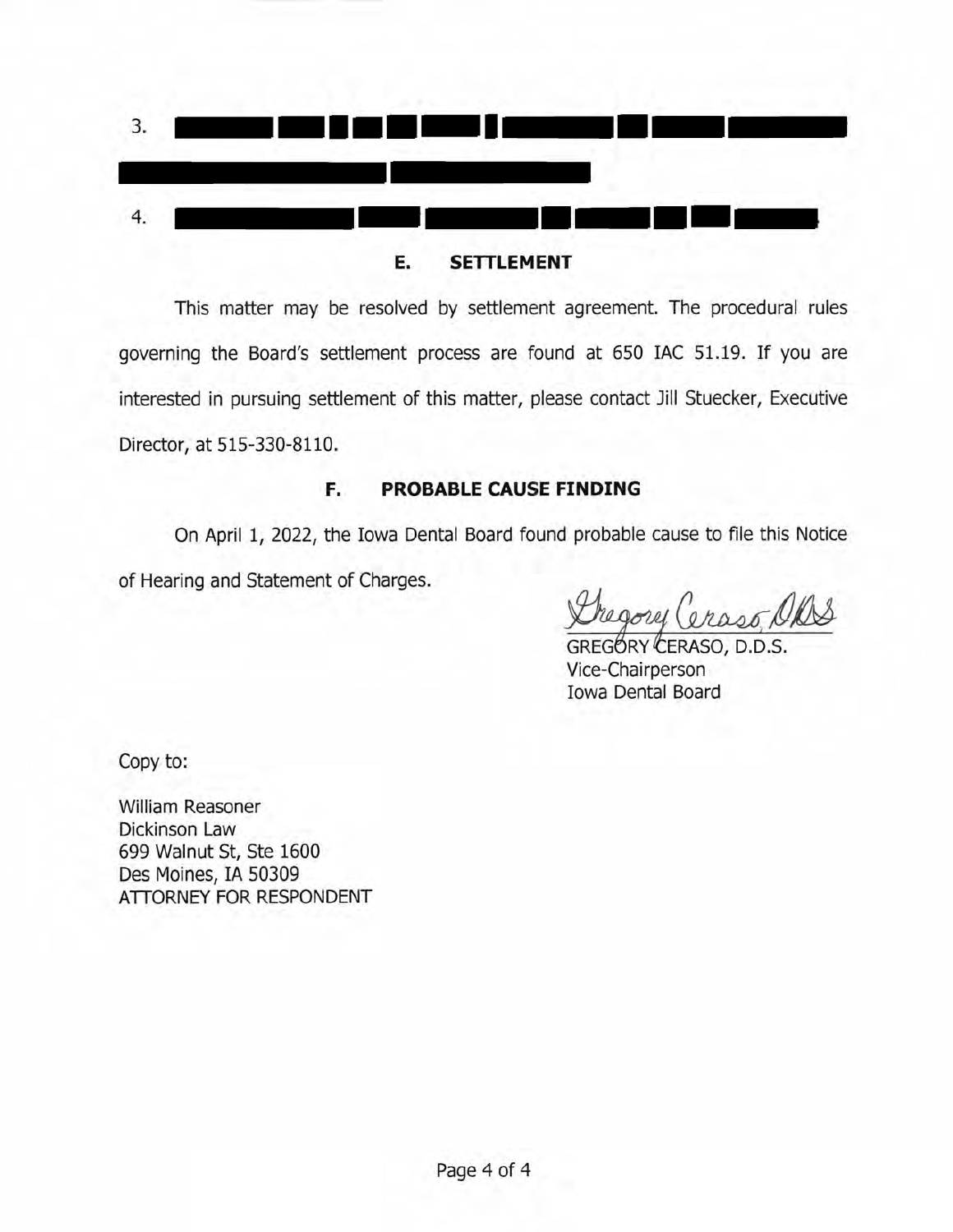3. ████████████████████████████████████████

████████████████████

4. ████████████████████████████████████

## E. SETTLEMENT

This matter may be resolved by settlement agreement. The procedural rules governing the Board's settlement process are found at 650 IAC 51.19. If you are interested in pursuing settlement of this matter, please contact Jill Stuecker, Executive Director, at 515-330-8110.

## F. PROBABLE CAUSE FINDING

On April 1, 2022, the Iowa Dental Board found probable cause to file this Notice of Hearing and Statement of Charges.

Gregory Ceraso, DDS

GREGORY CERASO, D.D.S.
Vice-Chairperson
Iowa Dental Board

Copy to:

William Reasoner
Dickinson Law
699 Walnut St, Ste 1600
Des Moines, IA 50309
ATTORNEY FOR RESPONDENT